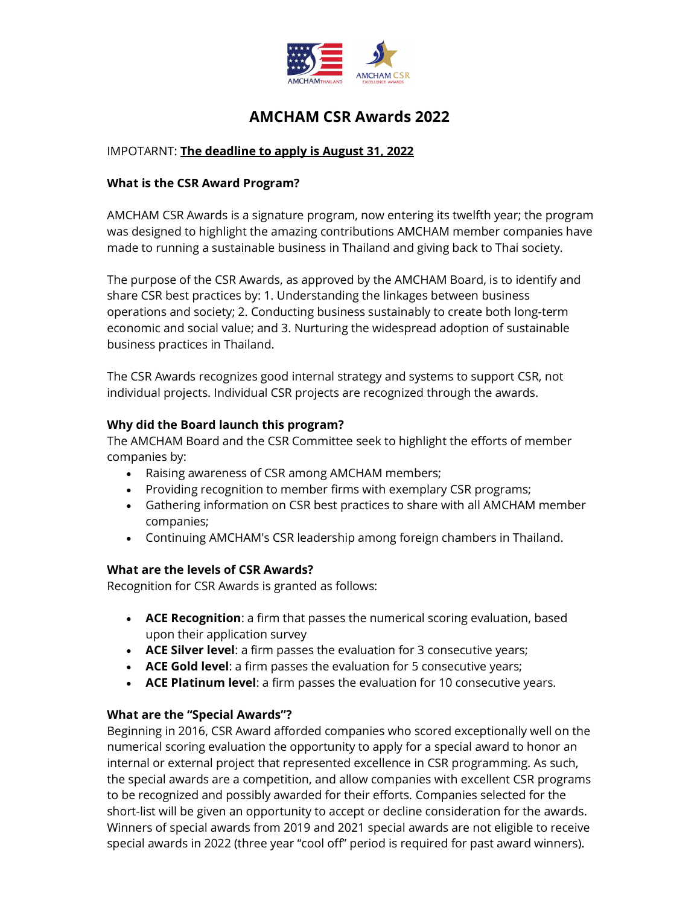# AMCHAM CSR Awards 2022

IMPOTARNT: **The deadline to apply is August 31, 2022**

**What is the CSR Award Program?**

AMCHAM CSR Awards is a signature program, now entering its twelfth year; the program was designed to highlight the amazing contributions AMCHAM member companies have made to running a sustainable business in Thailand and giving back to Thai society.

The purpose of the CSR Awards, as approved by the AMCHAM Board, is to identify and share CSR best practices by: 1. Understanding the linkages between business operations and society; 2. Conducting business sustainably to create both long-term economic and social value; and 3. Nurturing the widespread adoption of sustainable business practices in Thailand.

The CSR Awards recognizes good internal strategy and systems to support CSR, not individual projects. Individual CSR projects are recognized through the awards.

**Why did the Board launch this program?**

The AMCHAM Board and the CSR Committee seek to highlight the efforts of member companies by:

- Raising awareness of CSR among AMCHAM members;
- Providing recognition to member firms with exemplary CSR programs;
- Gathering information on CSR best practices to share with all AMCHAM member companies;
- Continuing AMCHAM's CSR leadership among foreign chambers in Thailand.

**What are the levels of CSR Awards?**

Recognition for CSR Awards is granted as follows:

- **ACE Recognition**: a firm that passes the numerical scoring evaluation, based upon their application survey
- **ACE Silver level**: a firm passes the evaluation for 3 consecutive years;
- **ACE Gold level**: a firm passes the evaluation for 5 consecutive years;
- **ACE Platinum level**: a firm passes the evaluation for 10 consecutive years.

**What are the "Special Awards"?**

Beginning in 2016, CSR Award afforded companies who scored exceptionally well on the numerical scoring evaluation the opportunity to apply for a special award to honor an internal or external project that represented excellence in CSR programming. As such, the special awards are a competition, and allow companies with excellent CSR programs to be recognized and possibly awarded for their efforts. Companies selected for the short-list will be given an opportunity to accept or decline consideration for the awards. Winners of special awards from 2019 and 2021 special awards are not eligible to receive special awards in 2022 (three year "cool off" period is required for past award winners).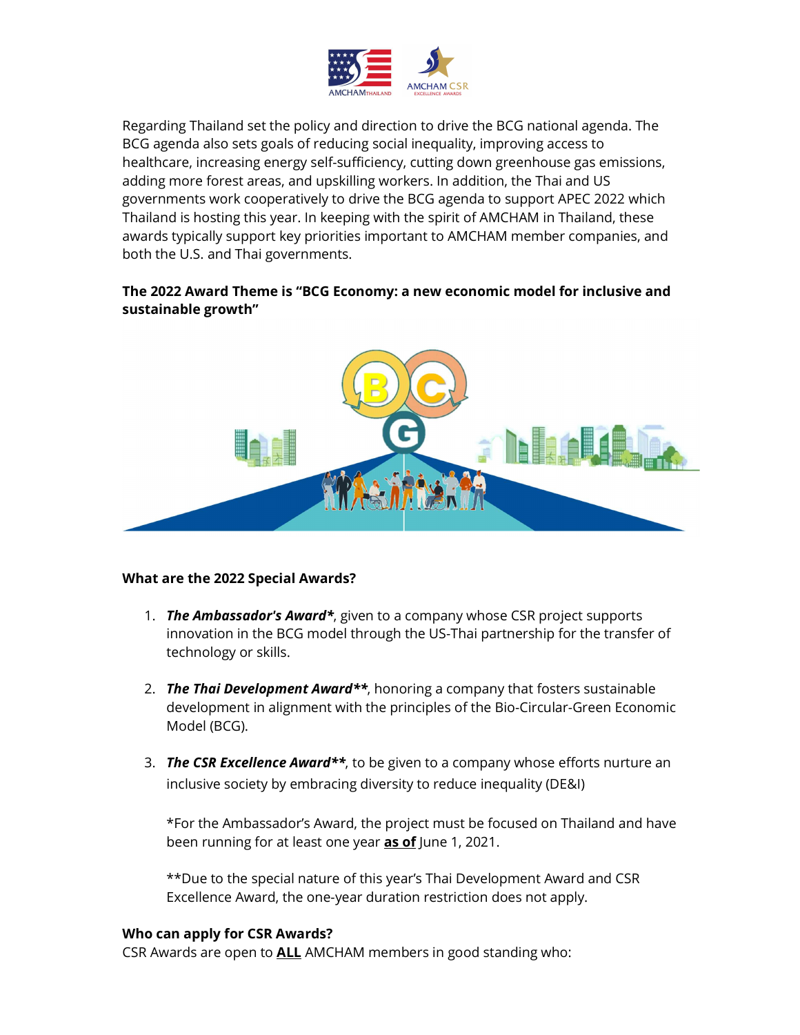Regarding Thailand set the policy and direction to drive the BCG national agenda. The BCG agenda also sets goals of reducing social inequality, improving access to healthcare, increasing energy self-sufficiency, cutting down greenhouse gas emissions, adding more forest areas, and upskilling workers. In addition, the Thai and US governments work cooperatively to drive the BCG agenda to support APEC 2022 which Thailand is hosting this year. In keeping with the spirit of AMCHAM in Thailand, these awards typically support key priorities important to AMCHAM member companies, and both the U.S. and Thai governments.

**The 2022 Award Theme is "BCG Economy: a new economic model for inclusive and sustainable growth"**

**What are the 2022 Special Awards?**

1. ***The Ambassador's Award****, given to a company whose CSR project supports innovation in the BCG model through the US-Thai partnership for the transfer of technology or skills.

2. ***The Thai Development Award*****, honoring a company that fosters sustainable development in alignment with the principles of the Bio-Circular-Green Economic Model (BCG).

3. ***The CSR Excellence Award*****, to be given to a company whose efforts nurture an inclusive society by embracing diversity to reduce inequality (DE&I)

   *For the Ambassador's Award, the project must be focused on Thailand and have been running for at least one year **as of** June 1, 2021.

   **Due to the special nature of this year's Thai Development Award and CSR Excellence Award, the one-year duration restriction does not apply.

**Who can apply for CSR Awards?**

CSR Awards are open to **ALL** AMCHAM members in good standing who: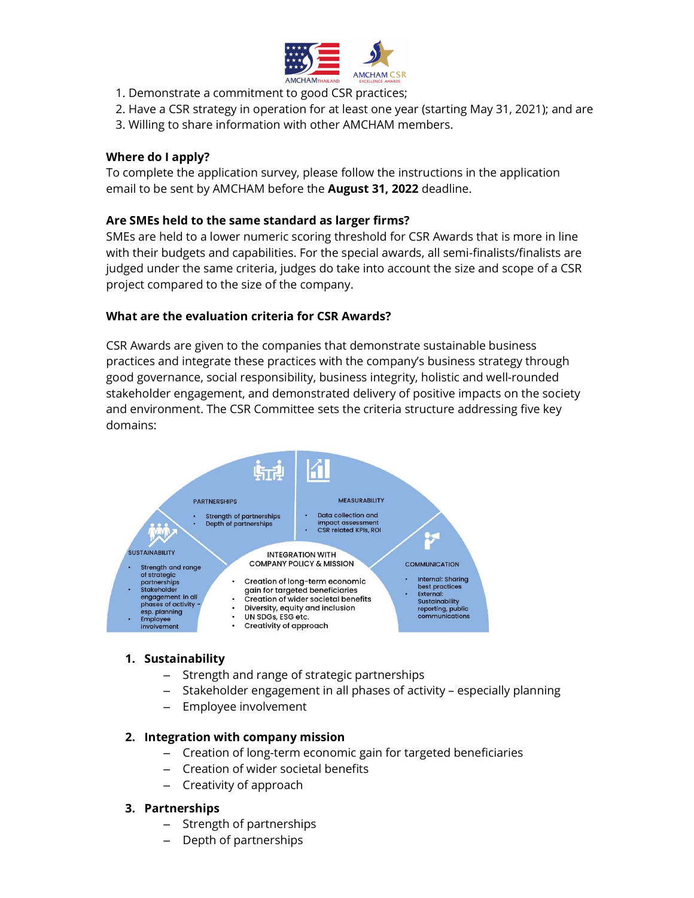1. Demonstrate a commitment to good CSR practices;
2. Have a CSR strategy in operation for at least one year (starting May 31, 2021); and are
3. Willing to share information with other AMCHAM members.

**Where do I apply?**

To complete the application survey, please follow the instructions in the application email to be sent by AMCHAM before the **August 31, 2022** deadline.

**Are SMEs held to the same standard as larger firms?**

SMEs are held to a lower numeric scoring threshold for CSR Awards that is more in line with their budgets and capabilities. For the special awards, all semi-finalists/finalists are judged under the same criteria, judges do take into account the size and scope of a CSR project compared to the size of the company.

**What are the evaluation criteria for CSR Awards?**

CSR Awards are given to the companies that demonstrate sustainable business practices and integrate these practices with the company's business strategy through good governance, social responsibility, business integrity, holistic and well-rounded stakeholder engagement, and demonstrated delivery of positive impacts on the society and environment. The CSR Committee sets the criteria structure addressing five key domains:

SUSTAINABILITY
- Strength and range of strategic partnerships
- Stakeholder engagement in all phases of activity - esp. planning
- Employee involvement

PARTNERSHIPS
- Strength of partnerships
- Depth of partnerships

MEASURABILITY
- Data collection and impact assessment
- CSR related KPIs, ROI

COMMUNICATION
- Internal: Sharing best practices
- External: Sustainability reporting, public communications

INTEGRATION WITH COMPANY POLICY & MISSION
- Creation of long-term economic gain for targeted beneficiaries
- Creation of wider societal benefits
- Diversity, equity and inclusion
- UN SDGs, ESG etc.
- Creativity of approach

1. **Sustainability**
   - Strength and range of strategic partnerships
   - Stakeholder engagement in all phases of activity – especially planning
   - Employee involvement

2. **Integration with company mission**
   - Creation of long-term economic gain for targeted beneficiaries
   - Creation of wider societal benefits
   - Creativity of approach

3. **Partnerships**
   - Strength of partnerships
   - Depth of partnerships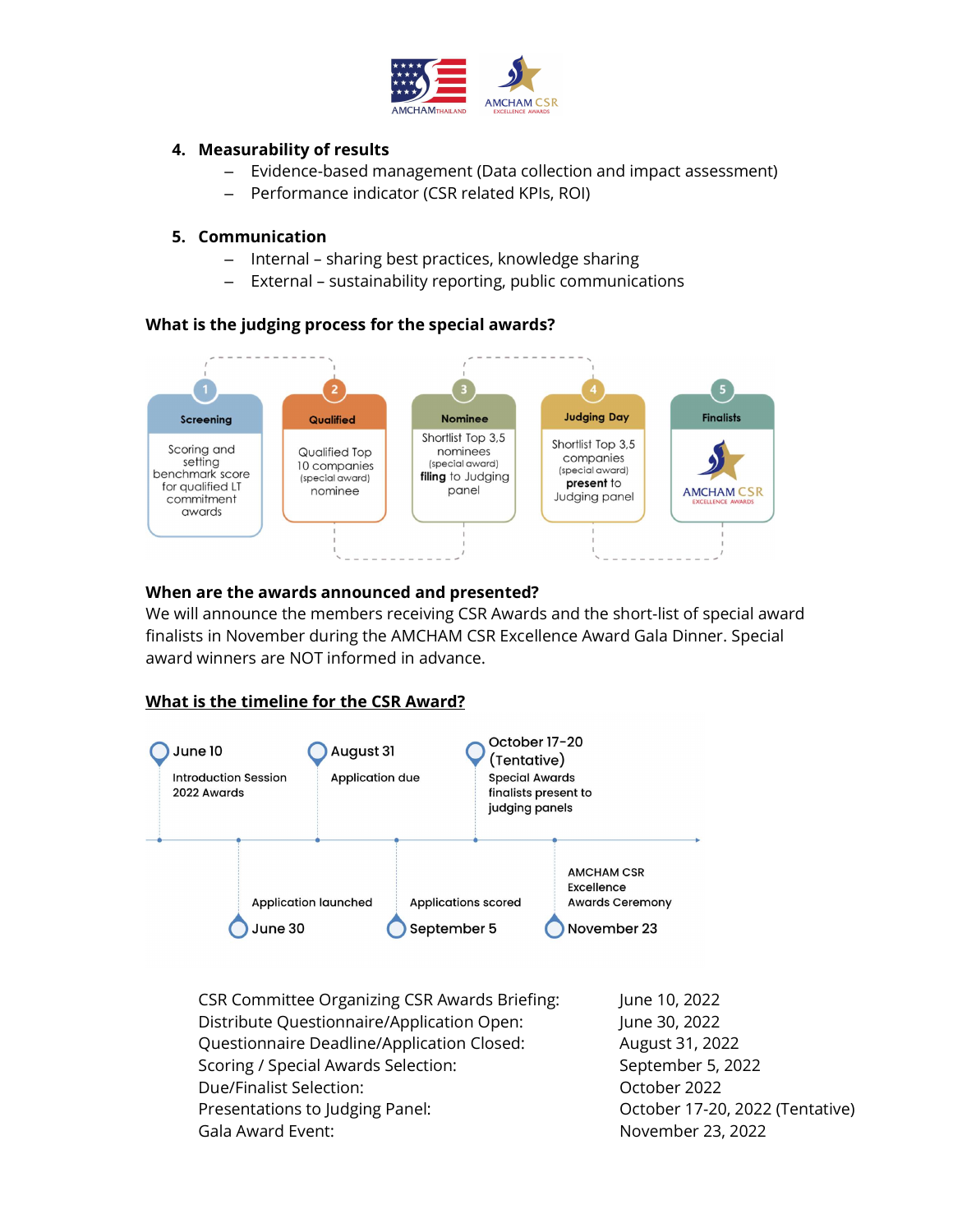4. **Measurability of results**
   - Evidence-based management (Data collection and impact assessment)
   - Performance indicator (CSR related KPIs, ROI)

5. **Communication**
   - Internal – sharing best practices, knowledge sharing
   - External – sustainability reporting, public communications

**What is the judging process for the special awards?**

1. **Screening** – Scoring and setting benchmark score for qualified LT commitment awards
2. **Qualified** – Qualified Top 10 companies (special award) nominee
3. **Nominee** – Shortlist Top 3,5 nominees (special award) **filing** to Judging panel
4. **Judging Day** – Shortlist Top 3,5 companies (special award) **present** to Judging panel
5. **Finalists** – AMCHAM CSR EXCELLENCE AWARDS

**When are the awards announced and presented?**

We will announce the members receiving CSR Awards and the short-list of special award finalists in November during the AMCHAM CSR Excellence Award Gala Dinner. Special award winners are NOT informed in advance.

**<u>What is the timeline for the CSR Award?</u>**

- June 10 – Introduction Session 2022 Awards
- June 30 – Application launched
- August 31 – Application due
- September 5 – Applications scored
- October 17-20 (Tentative) – Special Awards finalists present to judging panels
- November 23 – AMCHAM CSR Excellence Awards Ceremony

| | |
|---|---|
| CSR Committee Organizing CSR Awards Briefing: | June 10, 2022 |
| Distribute Questionnaire/Application Open: | June 30, 2022 |
| Questionnaire Deadline/Application Closed: | August 31, 2022 |
| Scoring / Special Awards Selection: | September 5, 2022 |
| Due/Finalist Selection: | October 2022 |
| Presentations to Judging Panel: | October 17-20, 2022 (Tentative) |
| Gala Award Event: | November 23, 2022 |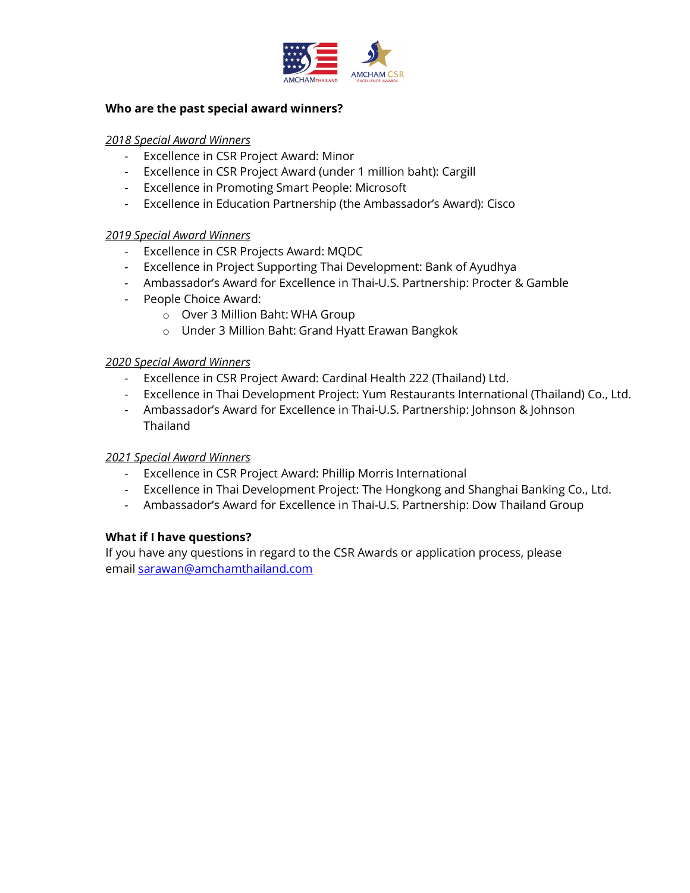**Who are the past special award winners?**

*2018 Special Award Winners*

- Excellence in CSR Project Award: Minor
- Excellence in CSR Project Award (under 1 million baht): Cargill
- Excellence in Promoting Smart People: Microsoft
- Excellence in Education Partnership (the Ambassador's Award): Cisco

*2019 Special Award Winners*

- Excellence in CSR Projects Award: MQDC
- Excellence in Project Supporting Thai Development: Bank of Ayudhya
- Ambassador's Award for Excellence in Thai-U.S. Partnership: Procter & Gamble
- People Choice Award:
    - Over 3 Million Baht: WHA Group
    - Under 3 Million Baht: Grand Hyatt Erawan Bangkok

*2020 Special Award Winners*

- Excellence in CSR Project Award: Cardinal Health 222 (Thailand) Ltd.
- Excellence in Thai Development Project: Yum Restaurants International (Thailand) Co., Ltd.
- Ambassador's Award for Excellence in Thai-U.S. Partnership: Johnson & Johnson Thailand

*2021 Special Award Winners*

- Excellence in CSR Project Award: Phillip Morris International
- Excellence in Thai Development Project: The Hongkong and Shanghai Banking Co., Ltd.
- Ambassador's Award for Excellence in Thai-U.S. Partnership: Dow Thailand Group

**What if I have questions?**

If you have any questions in regard to the CSR Awards or application process, please email sarawan@amchamthailand.com